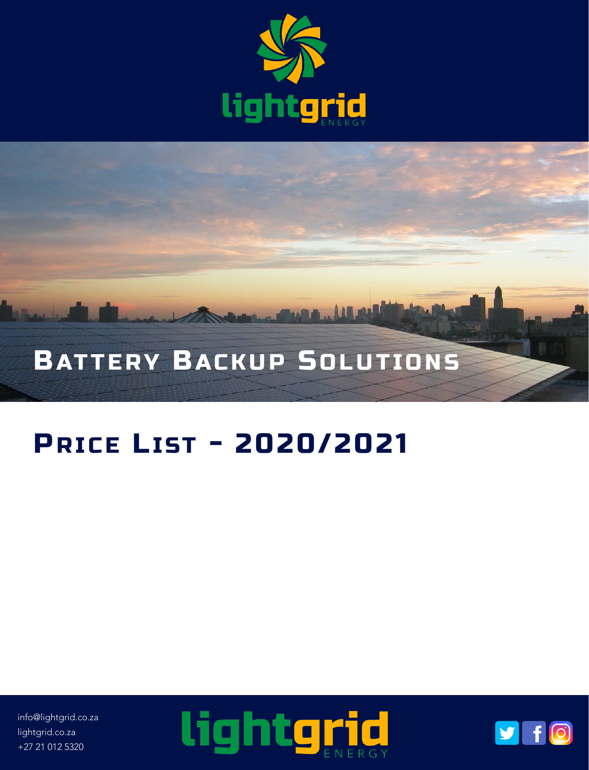lightgrid ENERGY

# Battery Backup Solutions

# Price List - 2020/2021

info@lightgrid.co.za
lightgrid.co.za
+27 21 012 5320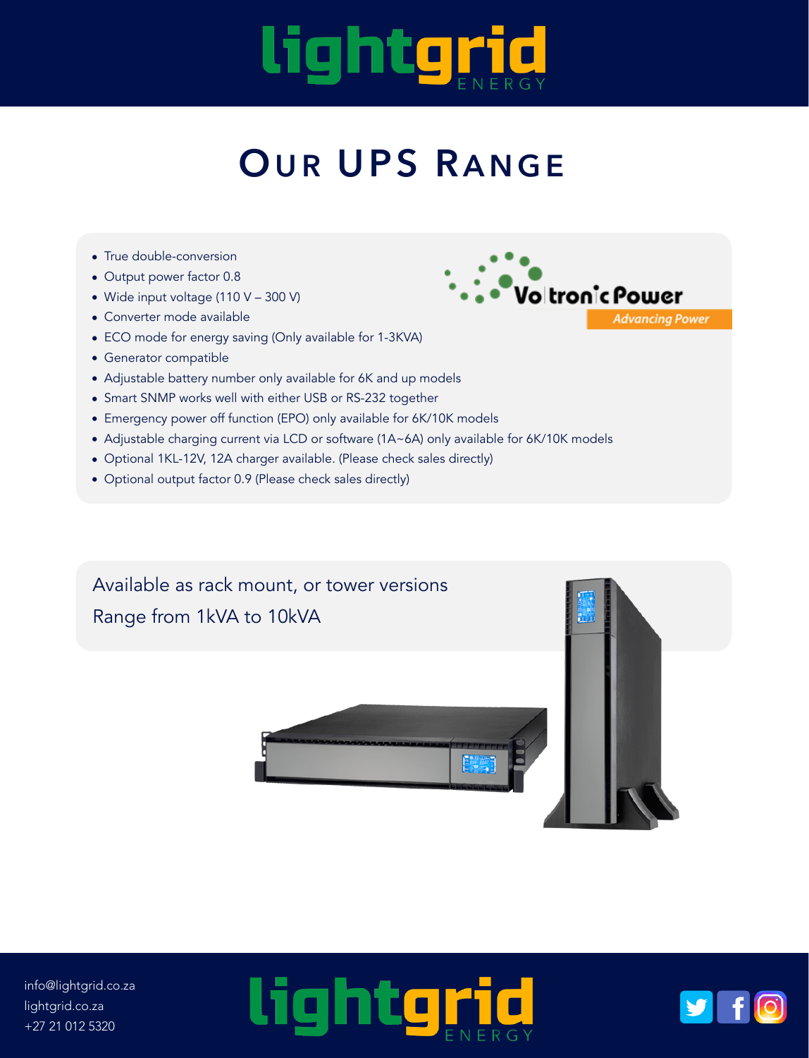# Our UPS Range

- True double-conversion
- Output power factor 0.8
- Wide input voltage (110 V – 300 V)
- Converter mode available
- ECO mode for energy saving (Only available for 1-3KVA)
- Generator compatible
- Adjustable battery number only available for 6K and up models
- Smart SNMP works well with either USB or RS-232 together
- Emergency power off function (EPO) only available for 6K/10K models
- Adjustable charging current via LCD or software (1A~6A) only available for 6K/10K models
- Optional 1KL-12V, 12A charger available. (Please check sales directly)
- Optional output factor 0.9 (Please check sales directly)

Available as rack mount, or tower versions

Range from 1kVA to 10kVA

info@lightgrid.co.za
lightgrid.co.za
+27 21 012 5320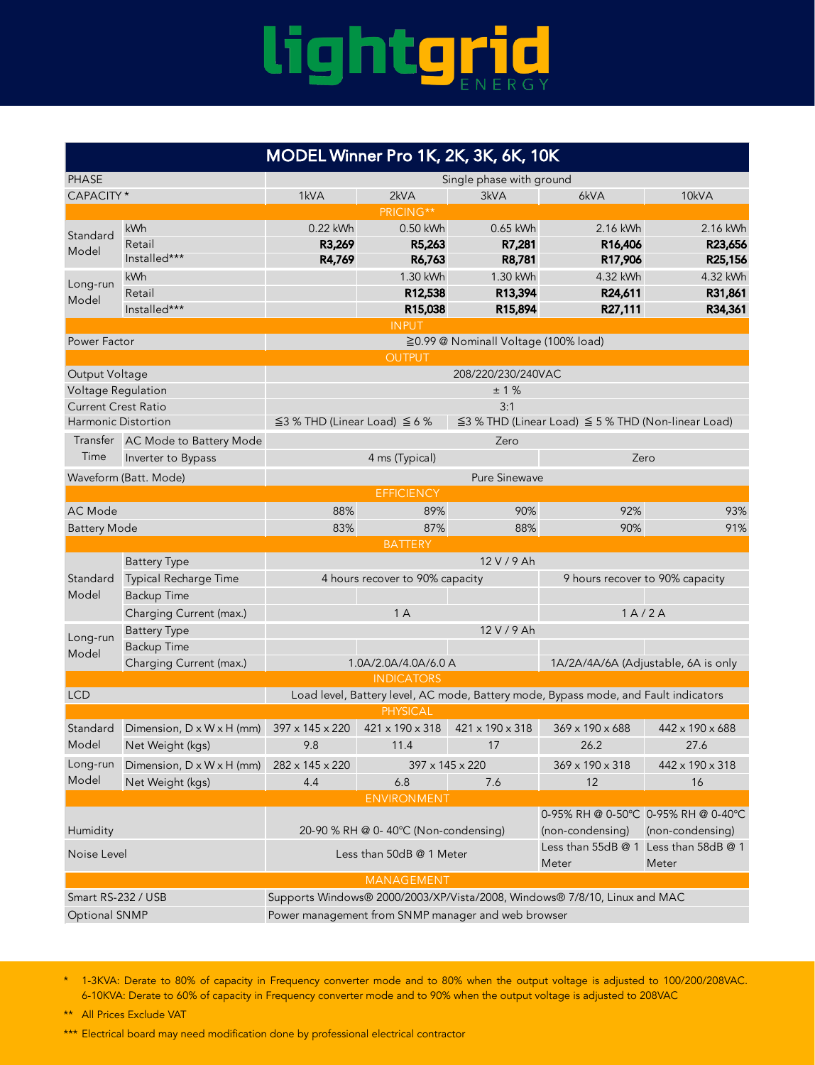# lightgrid ENERGY

| MODEL Winner Pro 1K, 2K, 3K, 6K, 10K | | | | | | |
|---|---|---|---|---|---|---|
| PHASE | | Single phase with ground | | | | |
| CAPACITY * | | 1kVA | 2kVA | 3kVA | 6kVA | 10kVA |
| PRICING** | | | | | | |
| Standard Model | kWh | 0.22 kWh | 0.50 kWh | 0.65 kWh | 2.16 kWh | 2.16 kWh |
| | Retail | **R3,269** | **R5,263** | **R7,281** | **R16,406** | **R23,656** |
| | Installed*** | **R4,769** | **R6,763** | **R8,781** | **R17,906** | **R25,156** |
| Long-run Model | kWh | | 1.30 kWh | 1.30 kWh | 4.32 kWh | 4.32 kWh |
| | Retail | | **R12,538** | **R13,394** | **R24,611** | **R31,861** |
| | Installed*** | | **R15,038** | **R15,894** | **R27,111** | **R34,361** |
| INPUT | | | | | | |
| Power Factor | | ≧0.99 @ Nominall Voltage (100% load) | | | | |
| OUTPUT | | | | | | |
| Output Voltage | | 208/220/230/240VAC | | | | |
| Voltage Regulation | | ± 1 % | | | | |
| Current Crest Ratio | | 3:1 | | | | |
| Harmonic Distortion | | ≦3 % THD (Linear Load) ≦ 6 % | | ≦3 % THD (Linear Load) ≦ 5 % THD (Non-linear Load) | | |
| Transfer Time | AC Mode to Battery Mode | Zero | | | | |
| | Inverter to Bypass | 4 ms (Typical) | | | Zero | |
| Waveform (Batt. Mode) | | Pure Sinewave | | | | |
| EFFICIENCY | | | | | | |
| AC Mode | | 88% | 89% | 90% | 92% | 93% |
| Battery Mode | | 83% | 87% | 88% | 90% | 91% |
| BATTERY | | | | | | |
| Standard Model | Battery Type | 12 V / 9 Ah | | | | |
| | Typical Recharge Time | 4 hours recover to 90% capacity | | | 9 hours recover to 90% capacity | |
| | Backup Time | | | | | |
| | Charging Current (max.) | 1 A | | | 1 A / 2 A | |
| Long-run Model | Battery Type | 12 V / 9 Ah | | | | |
| | Backup Time | | | | | |
| | Charging Current (max.) | 1.0A/2.0A/4.0A/6.0 A | | | 1A/2A/4A/6A (Adjustable, 6A is only | |
| INDICATORS | | | | | | |
| LCD | | Load level, Battery level, AC mode, Battery mode, Bypass mode, and Fault indicators | | | | |
| PHYSICAL | | | | | | |
| Standard Model | Dimension, D x W x H (mm) | 397 x 145 x 220 | 421 x 190 x 318 | 421 x 190 x 318 | 369 x 190 x 688 | 442 x 190 x 688 |
| | Net Weight (kgs) | 9.8 | 11.4 | 17 | 26.2 | 27.6 |
| Long-run Model | Dimension, D x W x H (mm) | 282 x 145 x 220 | 397 x 145 x 220 | | 369 x 190 x 318 | 442 x 190 x 318 |
| | Net Weight (kgs) | 4.4 | 6.8 | 7.6 | 12 | 16 |
| ENVIRONMENT | | | | | | |
| Humidity | | 20-90 % RH @ 0- 40°C (Non-condensing) | | | 0-95% RH @ 0-50°C (non-condensing) | 0-95% RH @ 0-40°C (non-condensing) |
| Noise Level | | Less than 50dB @ 1 Meter | | | Less than 55dB @ 1 Meter | Less than 58dB @ 1 Meter |
| MANAGEMENT | | | | | | |
| Smart RS-232 / USB | | Supports Windows® 2000/2003/XP/Vista/2008, Windows® 7/8/10, Linux and MAC | | | | |
| Optional SNMP | | Power management from SNMP manager and web browser | | | | |

\* 1-3KVA: Derate to 80% of capacity in Frequency converter mode and to 80% when the output voltage is adjusted to 100/200/208VAC. 6-10KVA: Derate to 60% of capacity in Frequency converter mode and to 90% when the output voltage is adjusted to 208VAC

** All Prices Exclude VAT

*** Electrical board may need modification done by professional electrical contractor